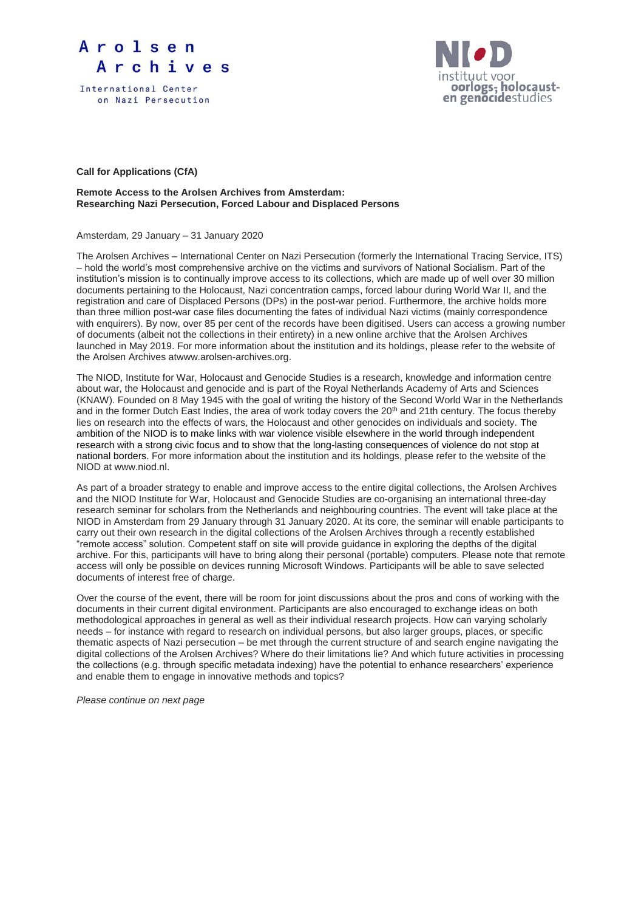Arolsen Archives

International Center on Nazi Persecution

NIOD instituut voor oorlogs-, holocaust- en genocidestudies

**Call for Applications (CfA)**

**Remote Access to the Arolsen Archives from Amsterdam: Researching Nazi Persecution, Forced Labour and Displaced Persons**

Amsterdam, 29 January – 31 January 2020

The Arolsen Archives – International Center on Nazi Persecution (formerly the International Tracing Service, ITS) – hold the world's most comprehensive archive on the victims and survivors of National Socialism. Part of the institution's mission is to continually improve access to its collections, which are made up of well over 30 million documents pertaining to the Holocaust, Nazi concentration camps, forced labour during World War II, and the registration and care of Displaced Persons (DPs) in the post-war period. Furthermore, the archive holds more than three million post-war case files documenting the fates of individual Nazi victims (mainly correspondence with enquirers). By now, over 85 per cent of the records have been digitised. Users can access a growing number of documents (albeit not the collections in their entirety) in a new online archive that the Arolsen Archives launched in May 2019. For more information about the institution and its holdings, please refer to the website of the Arolsen Archives atwww.arolsen-archives.org.

The NIOD, Institute for War, Holocaust and Genocide Studies is a research, knowledge and information centre about war, the Holocaust and genocide and is part of the Royal Netherlands Academy of Arts and Sciences (KNAW). Founded on 8 May 1945 with the goal of writing the history of the Second World War in the Netherlands and in the former Dutch East Indies, the area of work today covers the 20th and 21th century. The focus thereby lies on research into the effects of wars, the Holocaust and other genocides on individuals and society. The ambition of the NIOD is to make links with war violence visible elsewhere in the world through independent research with a strong civic focus and to show that the long-lasting consequences of violence do not stop at national borders. For more information about the institution and its holdings, please refer to the website of the NIOD at www.niod.nl.

As part of a broader strategy to enable and improve access to the entire digital collections, the Arolsen Archives and the NIOD Institute for War, Holocaust and Genocide Studies are co-organising an international three-day research seminar for scholars from the Netherlands and neighbouring countries. The event will take place at the NIOD in Amsterdam from 29 January through 31 January 2020. At its core, the seminar will enable participants to carry out their own research in the digital collections of the Arolsen Archives through a recently established "remote access" solution. Competent staff on site will provide guidance in exploring the depths of the digital archive. For this, participants will have to bring along their personal (portable) computers. Please note that remote access will only be possible on devices running Microsoft Windows. Participants will be able to save selected documents of interest free of charge.

Over the course of the event, there will be room for joint discussions about the pros and cons of working with the documents in their current digital environment. Participants are also encouraged to exchange ideas on both methodological approaches in general as well as their individual research projects. How can varying scholarly needs – for instance with regard to research on individual persons, but also larger groups, places, or specific thematic aspects of Nazi persecution – be met through the current structure of and search engine navigating the digital collections of the Arolsen Archives? Where do their limitations lie? And which future activities in processing the collections (e.g. through specific metadata indexing) have the potential to enhance researchers' experience and enable them to engage in innovative methods and topics?

*Please continue on next page*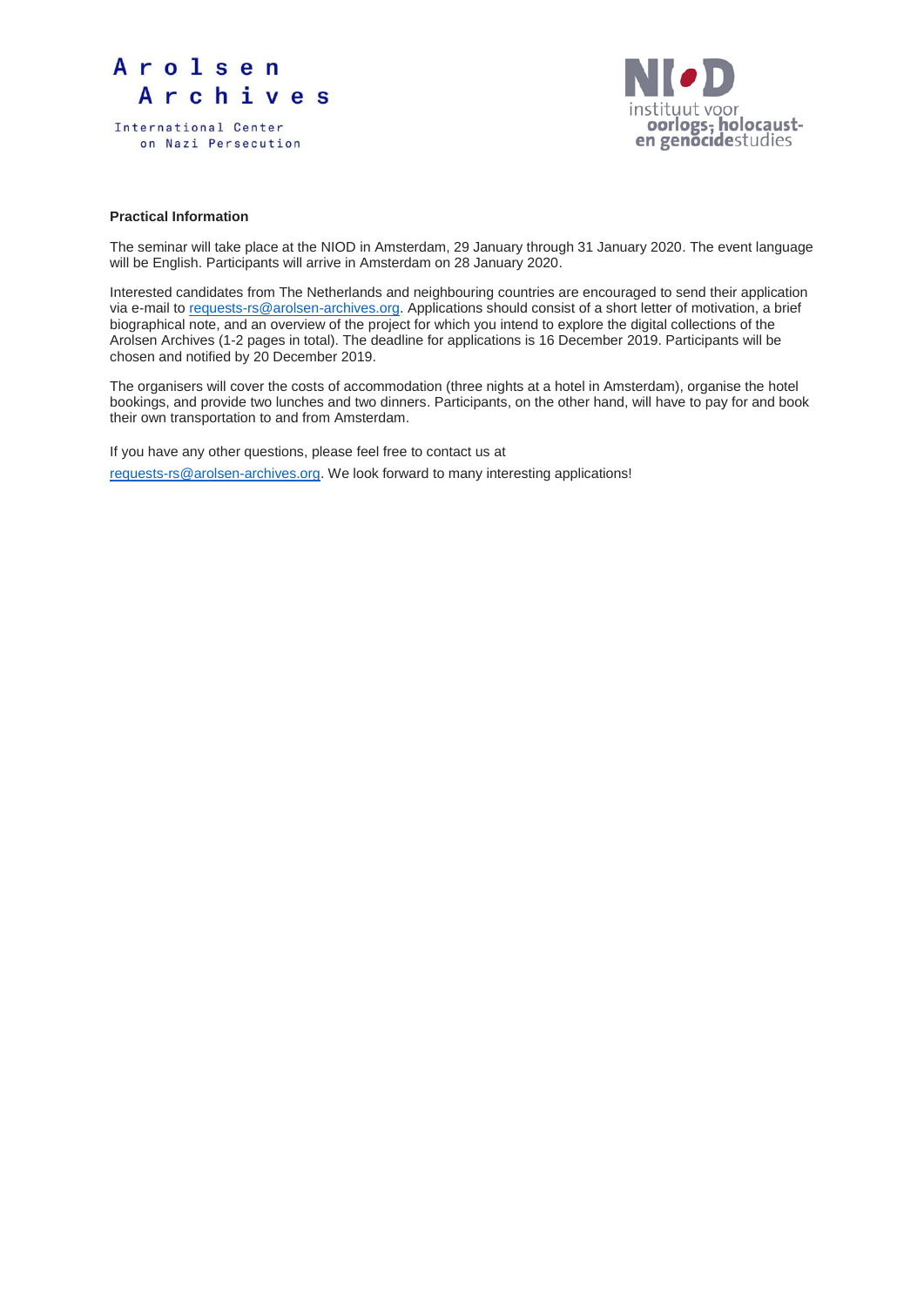**Practical Information**

The seminar will take place at the NIOD in Amsterdam, 29 January through 31 January 2020. The event language will be English. Participants will arrive in Amsterdam on 28 January 2020.

Interested candidates from The Netherlands and neighbouring countries are encouraged to send their application via e-mail to requests-rs@arolsen-archives.org. Applications should consist of a short letter of motivation, a brief biographical note, and an overview of the project for which you intend to explore the digital collections of the Arolsen Archives (1-2 pages in total). The deadline for applications is 16 December 2019. Participants will be chosen and notified by 20 December 2019.

The organisers will cover the costs of accommodation (three nights at a hotel in Amsterdam), organise the hotel bookings, and provide two lunches and two dinners. Participants, on the other hand, will have to pay for and book their own transportation to and from Amsterdam.

If you have any other questions, please feel free to contact us at requests-rs@arolsen-archives.org. We look forward to many interesting applications!